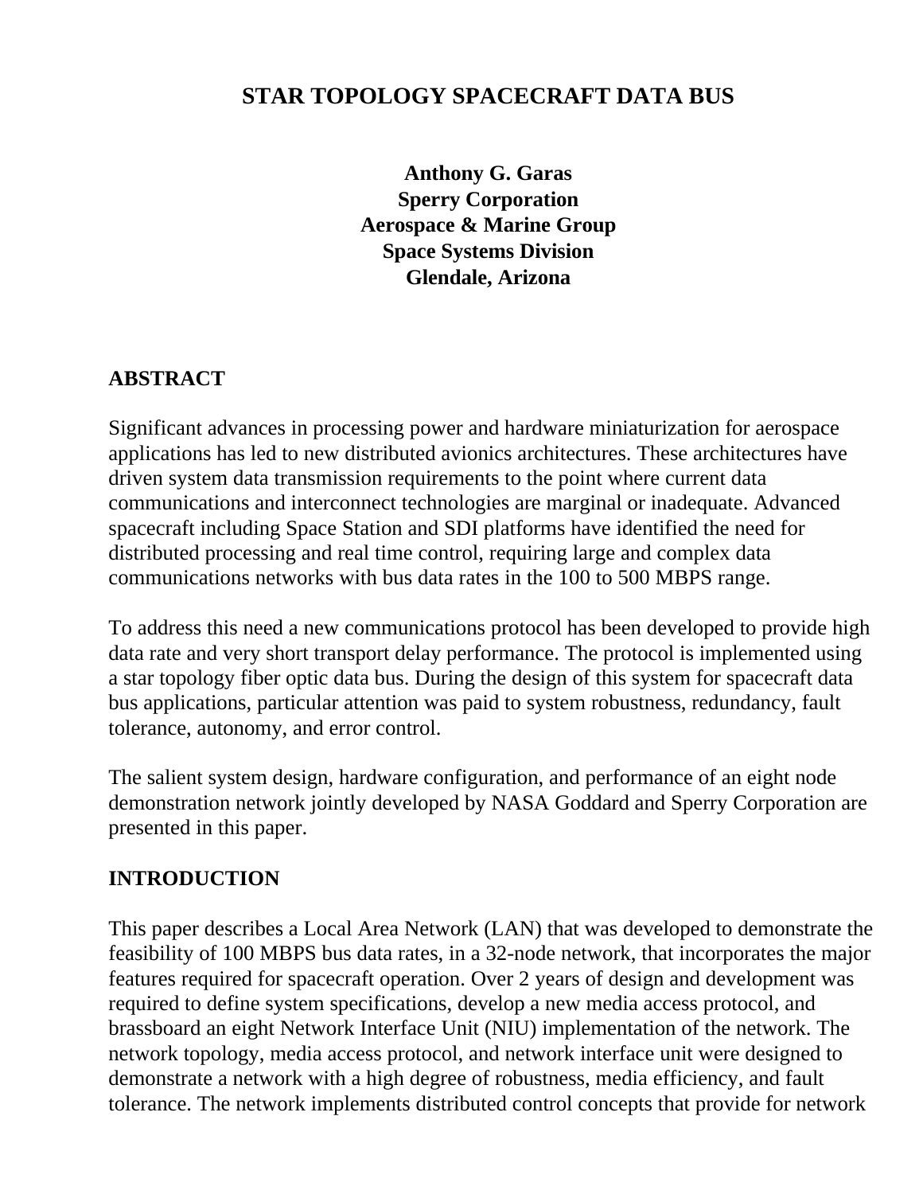# STAR TOPOLOGY SPACECRAFT DATA BUS

**Anthony G. Garas**
**Sperry Corporation**
**Aerospace & Marine Group**
**Space Systems Division**
**Glendale, Arizona**

## ABSTRACT

Significant advances in processing power and hardware miniaturization for aerospace applications has led to new distributed avionics architectures. These architectures have driven system data transmission requirements to the point where current data communications and interconnect technologies are marginal or inadequate. Advanced spacecraft including Space Station and SDI platforms have identified the need for distributed processing and real time control, requiring large and complex data communications networks with bus data rates in the 100 to 500 MBPS range.

To address this need a new communications protocol has been developed to provide high data rate and very short transport delay performance. The protocol is implemented using a star topology fiber optic data bus. During the design of this system for spacecraft data bus applications, particular attention was paid to system robustness, redundancy, fault tolerance, autonomy, and error control.

The salient system design, hardware configuration, and performance of an eight node demonstration network jointly developed by NASA Goddard and Sperry Corporation are presented in this paper.

## INTRODUCTION

This paper describes a Local Area Network (LAN) that was developed to demonstrate the feasibility of 100 MBPS bus data rates, in a 32-node network, that incorporates the major features required for spacecraft operation. Over 2 years of design and development was required to define system specifications, develop a new media access protocol, and brassboard an eight Network Interface Unit (NIU) implementation of the network. The network topology, media access protocol, and network interface unit were designed to demonstrate a network with a high degree of robustness, media efficiency, and fault tolerance. The network implements distributed control concepts that provide for network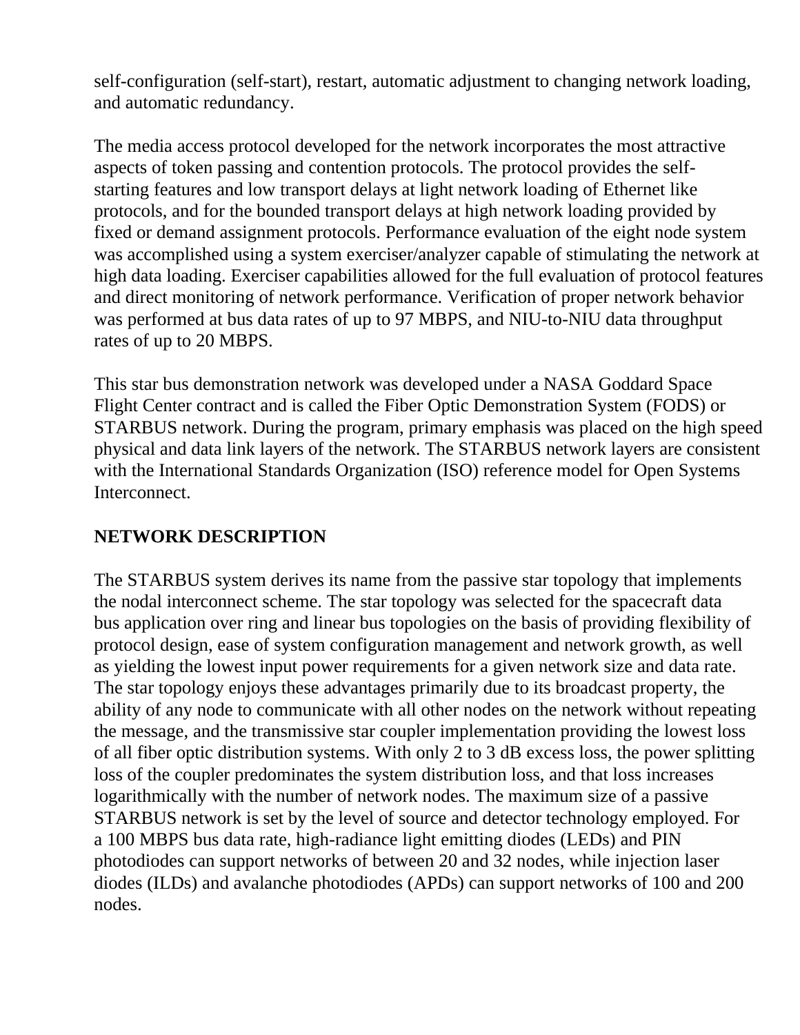self-configuration (self-start), restart, automatic adjustment to changing network loading, and automatic redundancy.

The media access protocol developed for the network incorporates the most attractive aspects of token passing and contention protocols. The protocol provides the self-starting features and low transport delays at light network loading of Ethernet like protocols, and for the bounded transport delays at high network loading provided by fixed or demand assignment protocols. Performance evaluation of the eight node system was accomplished using a system exerciser/analyzer capable of stimulating the network at high data loading. Exerciser capabilities allowed for the full evaluation of protocol features and direct monitoring of network performance. Verification of proper network behavior was performed at bus data rates of up to 97 MBPS, and NIU-to-NIU data throughput rates of up to 20 MBPS.

This star bus demonstration network was developed under a NASA Goddard Space Flight Center contract and is called the Fiber Optic Demonstration System (FODS) or STARBUS network. During the program, primary emphasis was placed on the high speed physical and data link layers of the network. The STARBUS network layers are consistent with the International Standards Organization (ISO) reference model for Open Systems Interconnect.

## NETWORK DESCRIPTION

The STARBUS system derives its name from the passive star topology that implements the nodal interconnect scheme. The star topology was selected for the spacecraft data bus application over ring and linear bus topologies on the basis of providing flexibility of protocol design, ease of system configuration management and network growth, as well as yielding the lowest input power requirements for a given network size and data rate. The star topology enjoys these advantages primarily due to its broadcast property, the ability of any node to communicate with all other nodes on the network without repeating the message, and the transmissive star coupler implementation providing the lowest loss of all fiber optic distribution systems. With only 2 to 3 dB excess loss, the power splitting loss of the coupler predominates the system distribution loss, and that loss increases logarithmically with the number of network nodes. The maximum size of a passive STARBUS network is set by the level of source and detector technology employed. For a 100 MBPS bus data rate, high-radiance light emitting diodes (LEDs) and PIN photodiodes can support networks of between 20 and 32 nodes, while injection laser diodes (ILDs) and avalanche photodiodes (APDs) can support networks of 100 and 200 nodes.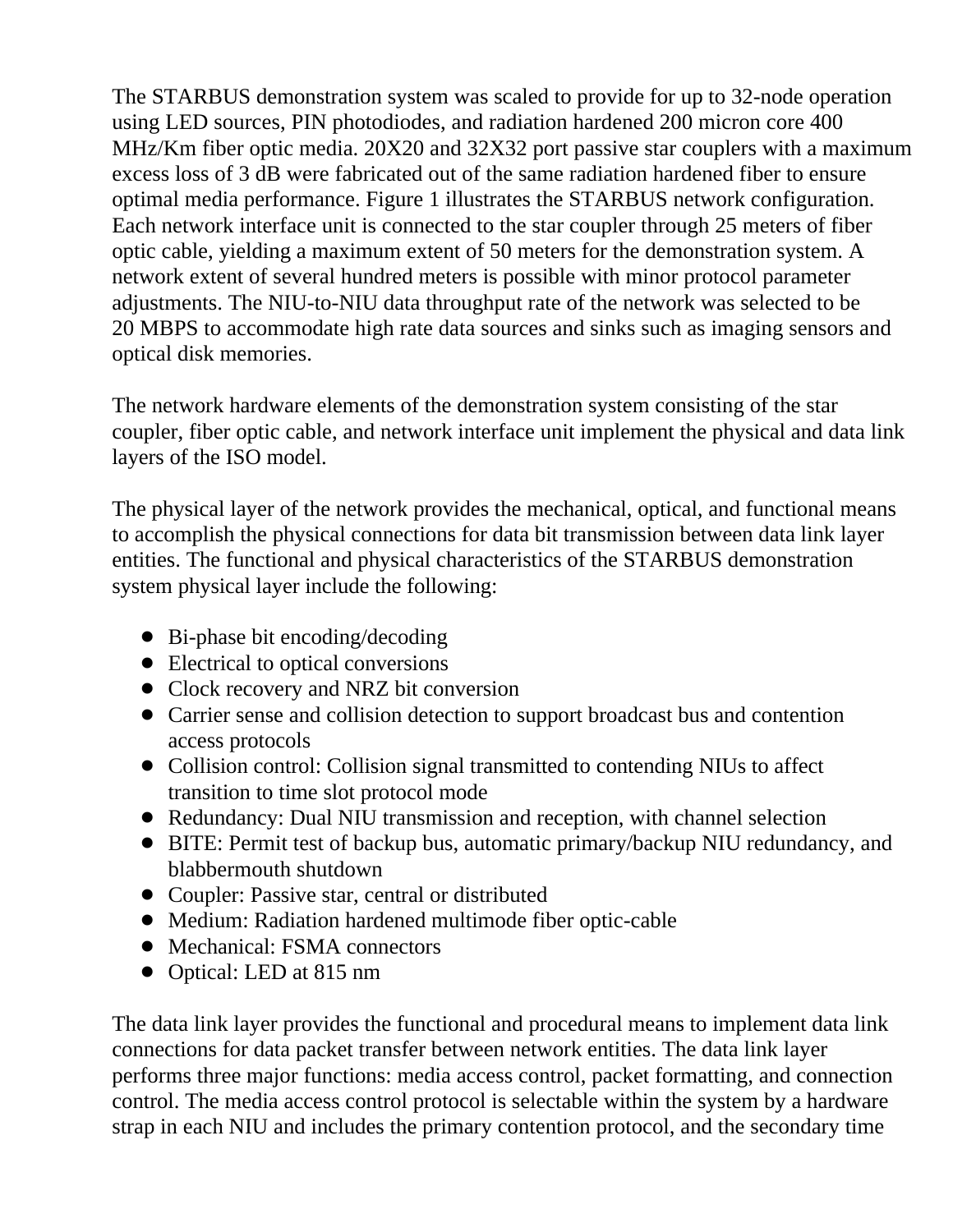The STARBUS demonstration system was scaled to provide for up to 32-node operation using LED sources, PIN photodiodes, and radiation hardened 200 micron core 400 MHz/Km fiber optic media. 20X20 and 32X32 port passive star couplers with a maximum excess loss of 3 dB were fabricated out of the same radiation hardened fiber to ensure optimal media performance. Figure 1 illustrates the STARBUS network configuration. Each network interface unit is connected to the star coupler through 25 meters of fiber optic cable, yielding a maximum extent of 50 meters for the demonstration system. A network extent of several hundred meters is possible with minor protocol parameter adjustments. The NIU-to-NIU data throughput rate of the network was selected to be 20 MBPS to accommodate high rate data sources and sinks such as imaging sensors and optical disk memories.

The network hardware elements of the demonstration system consisting of the star coupler, fiber optic cable, and network interface unit implement the physical and data link layers of the ISO model.

The physical layer of the network provides the mechanical, optical, and functional means to accomplish the physical connections for data bit transmission between data link layer entities. The functional and physical characteristics of the STARBUS demonstration system physical layer include the following:

- Bi-phase bit encoding/decoding
- Electrical to optical conversions
- Clock recovery and NRZ bit conversion
- Carrier sense and collision detection to support broadcast bus and contention access protocols
- Collision control: Collision signal transmitted to contending NIUs to affect transition to time slot protocol mode
- Redundancy: Dual NIU transmission and reception, with channel selection
- BITE: Permit test of backup bus, automatic primary/backup NIU redundancy, and blabbermouth shutdown
- Coupler: Passive star, central or distributed
- Medium: Radiation hardened multimode fiber optic-cable
- Mechanical: FSMA connectors
- Optical: LED at 815 nm

The data link layer provides the functional and procedural means to implement data link connections for data packet transfer between network entities. The data link layer performs three major functions: media access control, packet formatting, and connection control. The media access control protocol is selectable within the system by a hardware strap in each NIU and includes the primary contention protocol, and the secondary time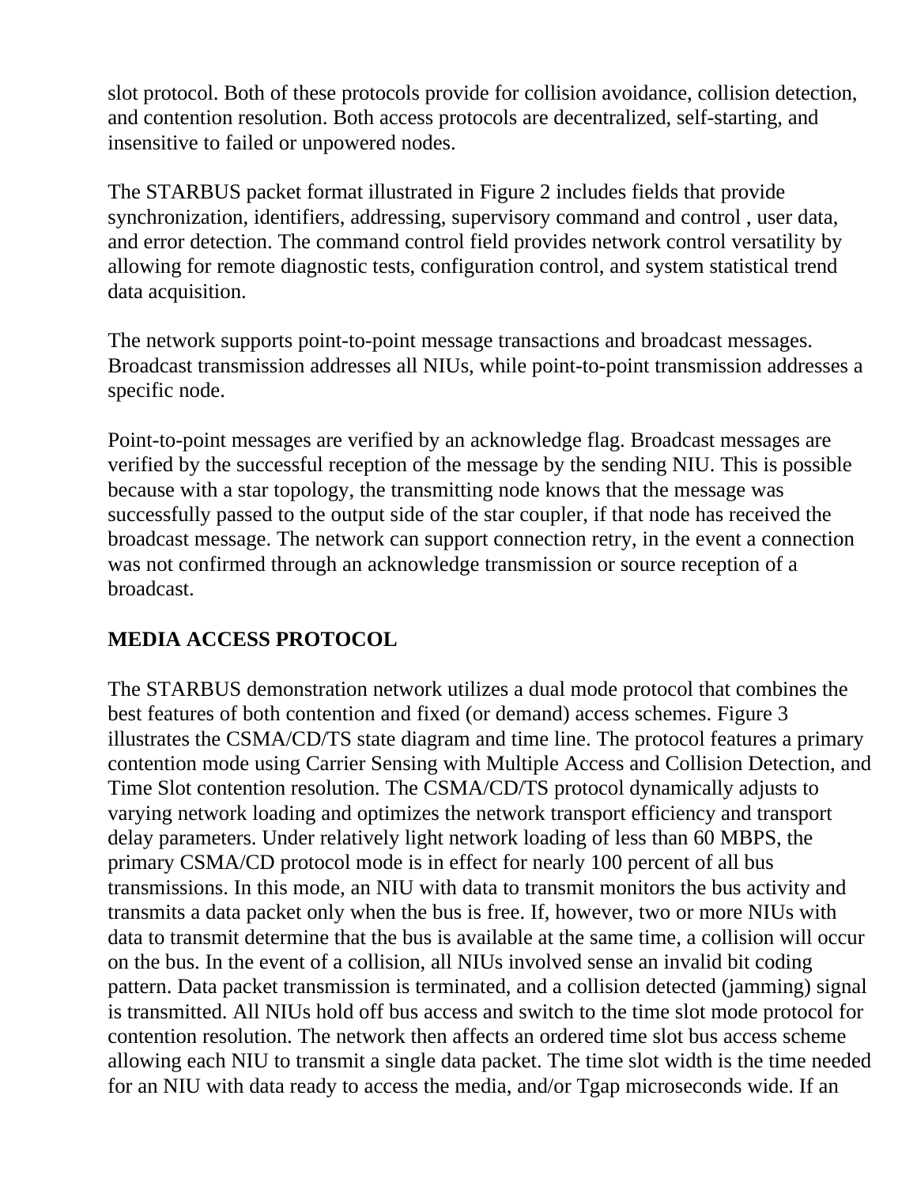slot protocol. Both of these protocols provide for collision avoidance, collision detection, and contention resolution. Both access protocols are decentralized, self-starting, and insensitive to failed or unpowered nodes.

The STARBUS packet format illustrated in Figure 2 includes fields that provide synchronization, identifiers, addressing, supervisory command and control , user data, and error detection. The command control field provides network control versatility by allowing for remote diagnostic tests, configuration control, and system statistical trend data acquisition.

The network supports point-to-point message transactions and broadcast messages. Broadcast transmission addresses all NIUs, while point-to-point transmission addresses a specific node.

Point-to-point messages are verified by an acknowledge flag. Broadcast messages are verified by the successful reception of the message by the sending NIU. This is possible because with a star topology, the transmitting node knows that the message was successfully passed to the output side of the star coupler, if that node has received the broadcast message. The network can support connection retry, in the event a connection was not confirmed through an acknowledge transmission or source reception of a broadcast.

## MEDIA ACCESS PROTOCOL

The STARBUS demonstration network utilizes a dual mode protocol that combines the best features of both contention and fixed (or demand) access schemes. Figure 3 illustrates the CSMA/CD/TS state diagram and time line. The protocol features a primary contention mode using Carrier Sensing with Multiple Access and Collision Detection, and Time Slot contention resolution. The CSMA/CD/TS protocol dynamically adjusts to varying network loading and optimizes the network transport efficiency and transport delay parameters. Under relatively light network loading of less than 60 MBPS, the primary CSMA/CD protocol mode is in effect for nearly 100 percent of all bus transmissions. In this mode, an NIU with data to transmit monitors the bus activity and transmits a data packet only when the bus is free. If, however, two or more NIUs with data to transmit determine that the bus is available at the same time, a collision will occur on the bus. In the event of a collision, all NIUs involved sense an invalid bit coding pattern. Data packet transmission is terminated, and a collision detected (jamming) signal is transmitted. All NIUs hold off bus access and switch to the time slot mode protocol for contention resolution. The network then affects an ordered time slot bus access scheme allowing each NIU to transmit a single data packet. The time slot width is the time needed for an NIU with data ready to access the media, and/or Tgap microseconds wide. If an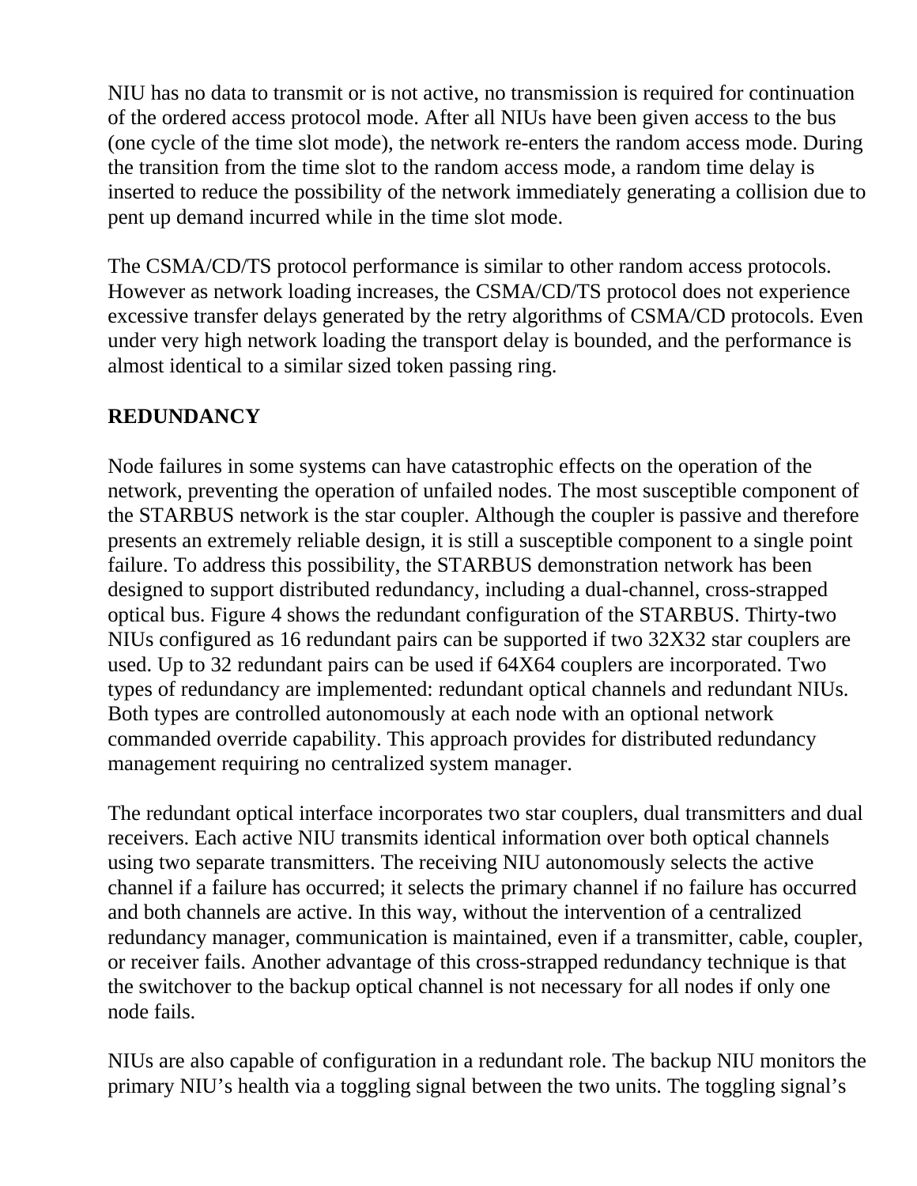NIU has no data to transmit or is not active, no transmission is required for continuation of the ordered access protocol mode. After all NIUs have been given access to the bus (one cycle of the time slot mode), the network re-enters the random access mode. During the transition from the time slot to the random access mode, a random time delay is inserted to reduce the possibility of the network immediately generating a collision due to pent up demand incurred while in the time slot mode.

The CSMA/CD/TS protocol performance is similar to other random access protocols. However as network loading increases, the CSMA/CD/TS protocol does not experience excessive transfer delays generated by the retry algorithms of CSMA/CD protocols. Even under very high network loading the transport delay is bounded, and the performance is almost identical to a similar sized token passing ring.

## REDUNDANCY

Node failures in some systems can have catastrophic effects on the operation of the network, preventing the operation of unfailed nodes. The most susceptible component of the STARBUS network is the star coupler. Although the coupler is passive and therefore presents an extremely reliable design, it is still a susceptible component to a single point failure. To address this possibility, the STARBUS demonstration network has been designed to support distributed redundancy, including a dual-channel, cross-strapped optical bus. Figure 4 shows the redundant configuration of the STARBUS. Thirty-two NIUs configured as 16 redundant pairs can be supported if two 32X32 star couplers are used. Up to 32 redundant pairs can be used if 64X64 couplers are incorporated. Two types of redundancy are implemented: redundant optical channels and redundant NIUs. Both types are controlled autonomously at each node with an optional network commanded override capability. This approach provides for distributed redundancy management requiring no centralized system manager.

The redundant optical interface incorporates two star couplers, dual transmitters and dual receivers. Each active NIU transmits identical information over both optical channels using two separate transmitters. The receiving NIU autonomously selects the active channel if a failure has occurred; it selects the primary channel if no failure has occurred and both channels are active. In this way, without the intervention of a centralized redundancy manager, communication is maintained, even if a transmitter, cable, coupler, or receiver fails. Another advantage of this cross-strapped redundancy technique is that the switchover to the backup optical channel is not necessary for all nodes if only one node fails.

NIUs are also capable of configuration in a redundant role. The backup NIU monitors the primary NIU's health via a toggling signal between the two units. The toggling signal's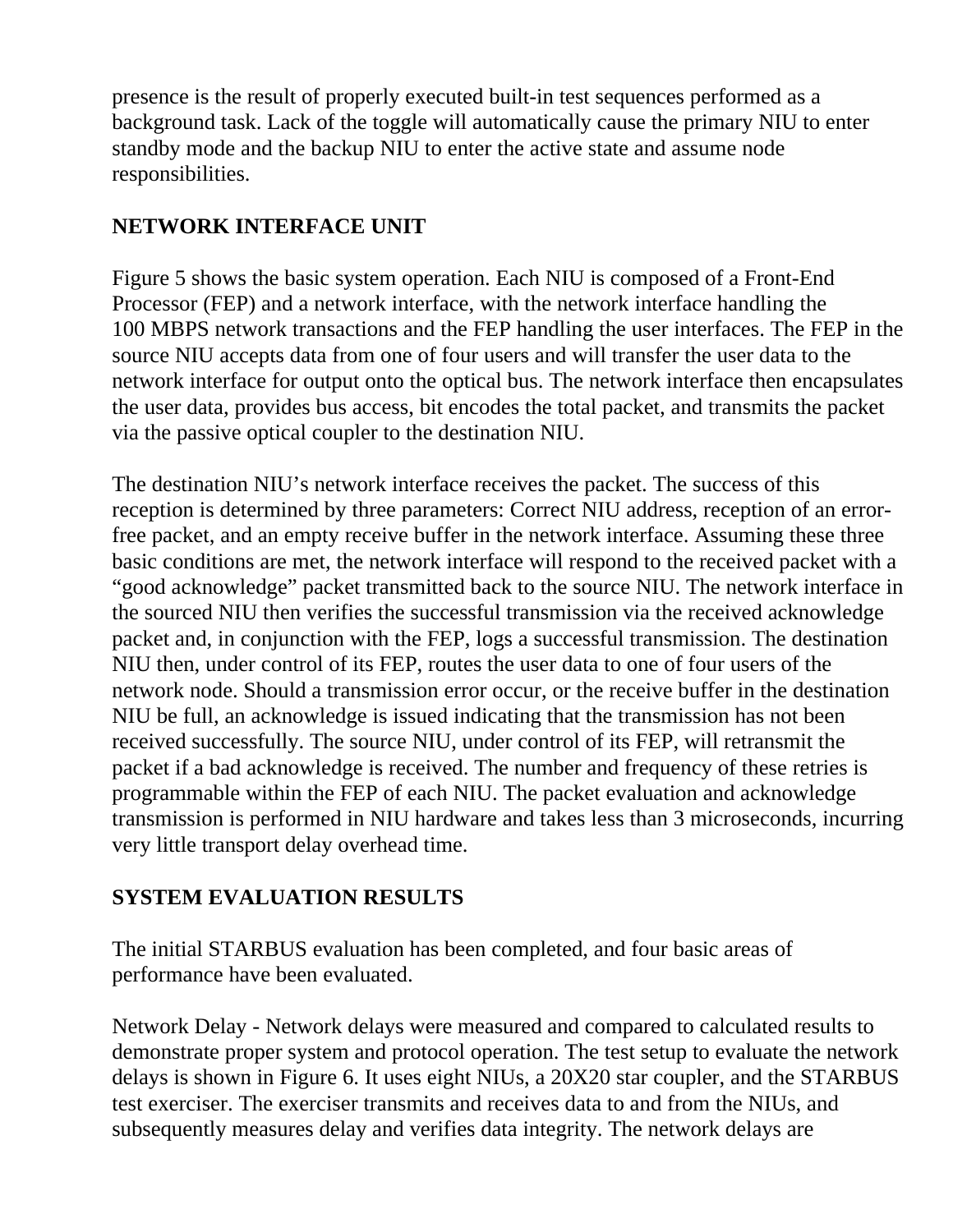presence is the result of properly executed built-in test sequences performed as a background task. Lack of the toggle will automatically cause the primary NIU to enter standby mode and the backup NIU to enter the active state and assume node responsibilities.

## NETWORK INTERFACE UNIT

Figure 5 shows the basic system operation. Each NIU is composed of a Front-End Processor (FEP) and a network interface, with the network interface handling the 100 MBPS network transactions and the FEP handling the user interfaces. The FEP in the source NIU accepts data from one of four users and will transfer the user data to the network interface for output onto the optical bus. The network interface then encapsulates the user data, provides bus access, bit encodes the total packet, and transmits the packet via the passive optical coupler to the destination NIU.

The destination NIU's network interface receives the packet. The success of this reception is determined by three parameters: Correct NIU address, reception of an error-free packet, and an empty receive buffer in the network interface. Assuming these three basic conditions are met, the network interface will respond to the received packet with a "good acknowledge" packet transmitted back to the source NIU. The network interface in the sourced NIU then verifies the successful transmission via the received acknowledge packet and, in conjunction with the FEP, logs a successful transmission. The destination NIU then, under control of its FEP, routes the user data to one of four users of the network node. Should a transmission error occur, or the receive buffer in the destination NIU be full, an acknowledge is issued indicating that the transmission has not been received successfully. The source NIU, under control of its FEP, will retransmit the packet if a bad acknowledge is received. The number and frequency of these retries is programmable within the FEP of each NIU. The packet evaluation and acknowledge transmission is performed in NIU hardware and takes less than 3 microseconds, incurring very little transport delay overhead time.

## SYSTEM EVALUATION RESULTS

The initial STARBUS evaluation has been completed, and four basic areas of performance have been evaluated.

Network Delay - Network delays were measured and compared to calculated results to demonstrate proper system and protocol operation. The test setup to evaluate the network delays is shown in Figure 6. It uses eight NIUs, a 20X20 star coupler, and the STARBUS test exerciser. The exerciser transmits and receives data to and from the NIUs, and subsequently measures delay and verifies data integrity. The network delays are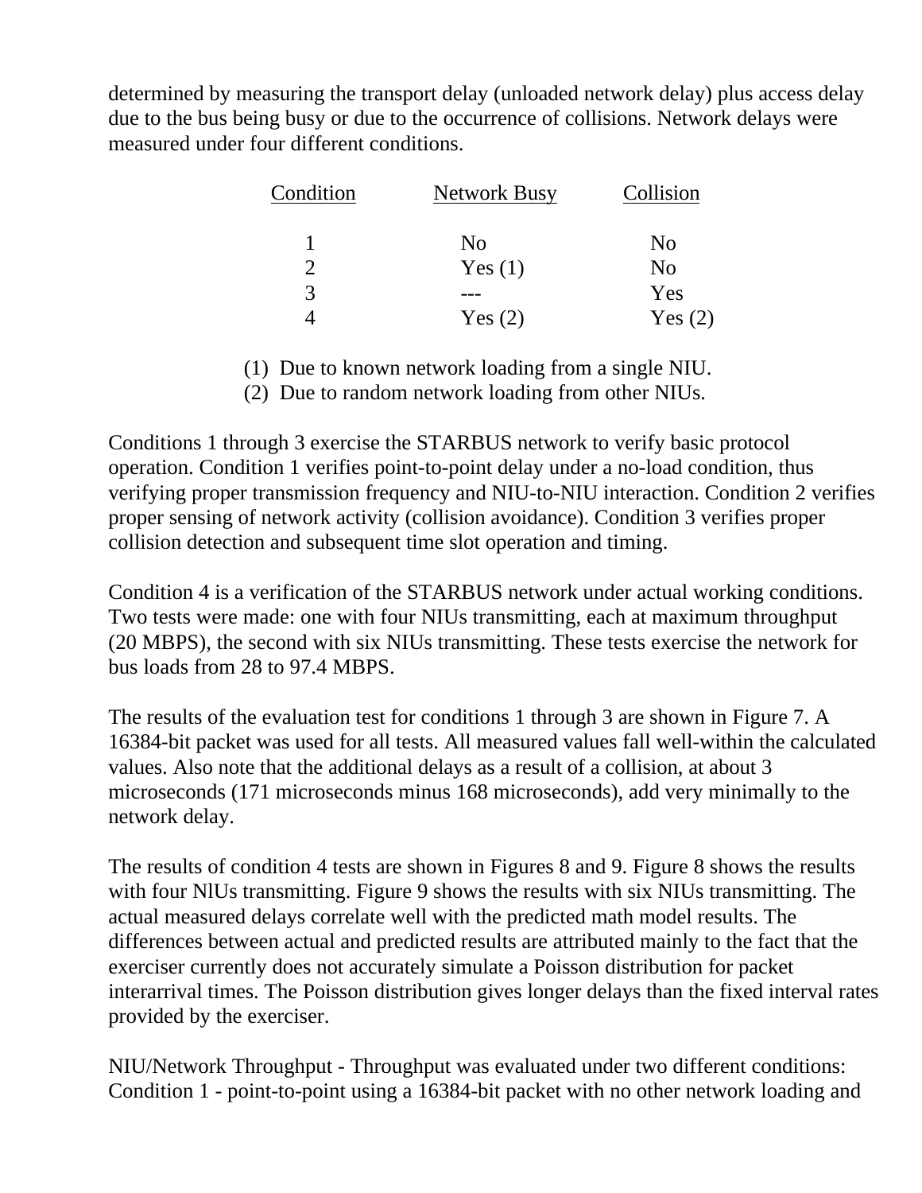determined by measuring the transport delay (unloaded network delay) plus access delay due to the bus being busy or due to the occurrence of collisions. Network delays were measured under four different conditions.

| Condition | Network Busy | Collision |
|---|---|---|
| 1 | No | No |
| 2 | Yes (1) | No |
| 3 | --- | Yes |
| 4 | Yes (2) | Yes (2) |

(1) Due to known network loading from a single NIU.
(2) Due to random network loading from other NIUs.

Conditions 1 through 3 exercise the STARBUS network to verify basic protocol operation. Condition 1 verifies point-to-point delay under a no-load condition, thus verifying proper transmission frequency and NIU-to-NIU interaction. Condition 2 verifies proper sensing of network activity (collision avoidance). Condition 3 verifies proper collision detection and subsequent time slot operation and timing.

Condition 4 is a verification of the STARBUS network under actual working conditions. Two tests were made: one with four NIUs transmitting, each at maximum throughput (20 MBPS), the second with six NIUs transmitting. These tests exercise the network for bus loads from 28 to 97.4 MBPS.

The results of the evaluation test for conditions 1 through 3 are shown in Figure 7. A 16384-bit packet was used for all tests. All measured values fall well-within the calculated values. Also note that the additional delays as a result of a collision, at about 3 microseconds (171 microseconds minus 168 microseconds), add very minimally to the network delay.

The results of condition 4 tests are shown in Figures 8 and 9. Figure 8 shows the results with four NlUs transmitting. Figure 9 shows the results with six NIUs transmitting. The actual measured delays correlate well with the predicted math model results. The differences between actual and predicted results are attributed mainly to the fact that the exerciser currently does not accurately simulate a Poisson distribution for packet interarrival times. The Poisson distribution gives longer delays than the fixed interval rates provided by the exerciser.

NIU/Network Throughput - Throughput was evaluated under two different conditions: Condition 1 - point-to-point using a 16384-bit packet with no other network loading and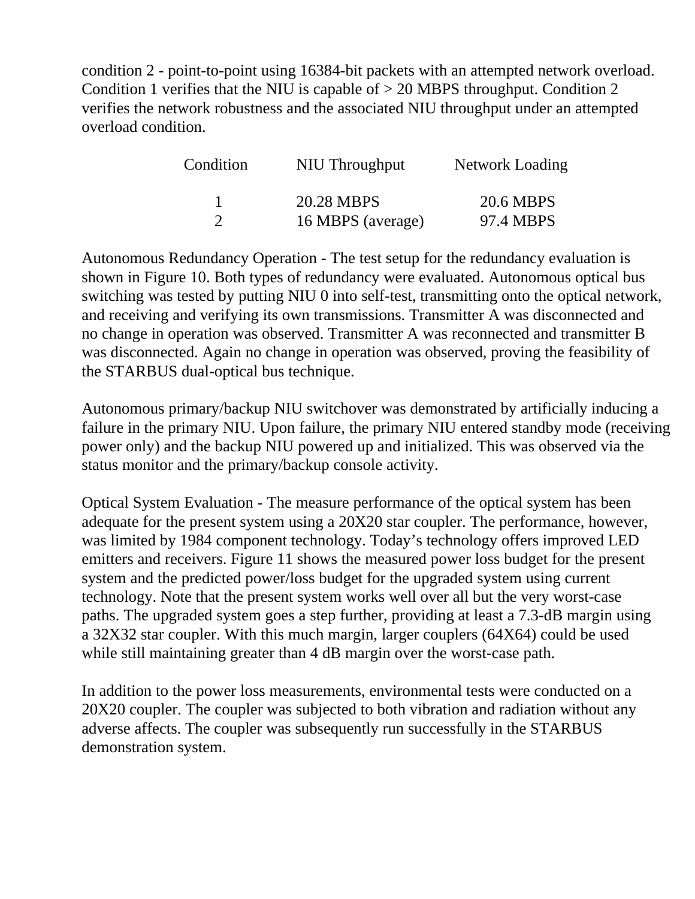condition 2 - point-to-point using 16384-bit packets with an attempted network overload. Condition 1 verifies that the NIU is capable of > 20 MBPS throughput. Condition 2 verifies the network robustness and the associated NIU throughput under an attempted overload condition.

| Condition | NIU Throughput | Network Loading |
|---|---|---|
| 1 | 20.28 MBPS | 20.6 MBPS |
| 2 | 16 MBPS (average) | 97.4 MBPS |

Autonomous Redundancy Operation - The test setup for the redundancy evaluation is shown in Figure 10. Both types of redundancy were evaluated. Autonomous optical bus switching was tested by putting NIU 0 into self-test, transmitting onto the optical network, and receiving and verifying its own transmissions. Transmitter A was disconnected and no change in operation was observed. Transmitter A was reconnected and transmitter B was disconnected. Again no change in operation was observed, proving the feasibility of the STARBUS dual-optical bus technique.

Autonomous primary/backup NIU switchover was demonstrated by artificially inducing a failure in the primary NIU. Upon failure, the primary NIU entered standby mode (receiving power only) and the backup NIU powered up and initialized. This was observed via the status monitor and the primary/backup console activity.

Optical System Evaluation - The measure performance of the optical system has been adequate for the present system using a 20X20 star coupler. The performance, however, was limited by 1984 component technology. Today's technology offers improved LED emitters and receivers. Figure 11 shows the measured power loss budget for the present system and the predicted power/loss budget for the upgraded system using current technology. Note that the present system works well over all but the very worst-case paths. The upgraded system goes a step further, providing at least a 7.3-dB margin using a 32X32 star coupler. With this much margin, larger couplers (64X64) could be used while still maintaining greater than 4 dB margin over the worst-case path.

In addition to the power loss measurements, environmental tests were conducted on a 20X20 coupler. The coupler was subjected to both vibration and radiation without any adverse affects. The coupler was subsequently run successfully in the STARBUS demonstration system.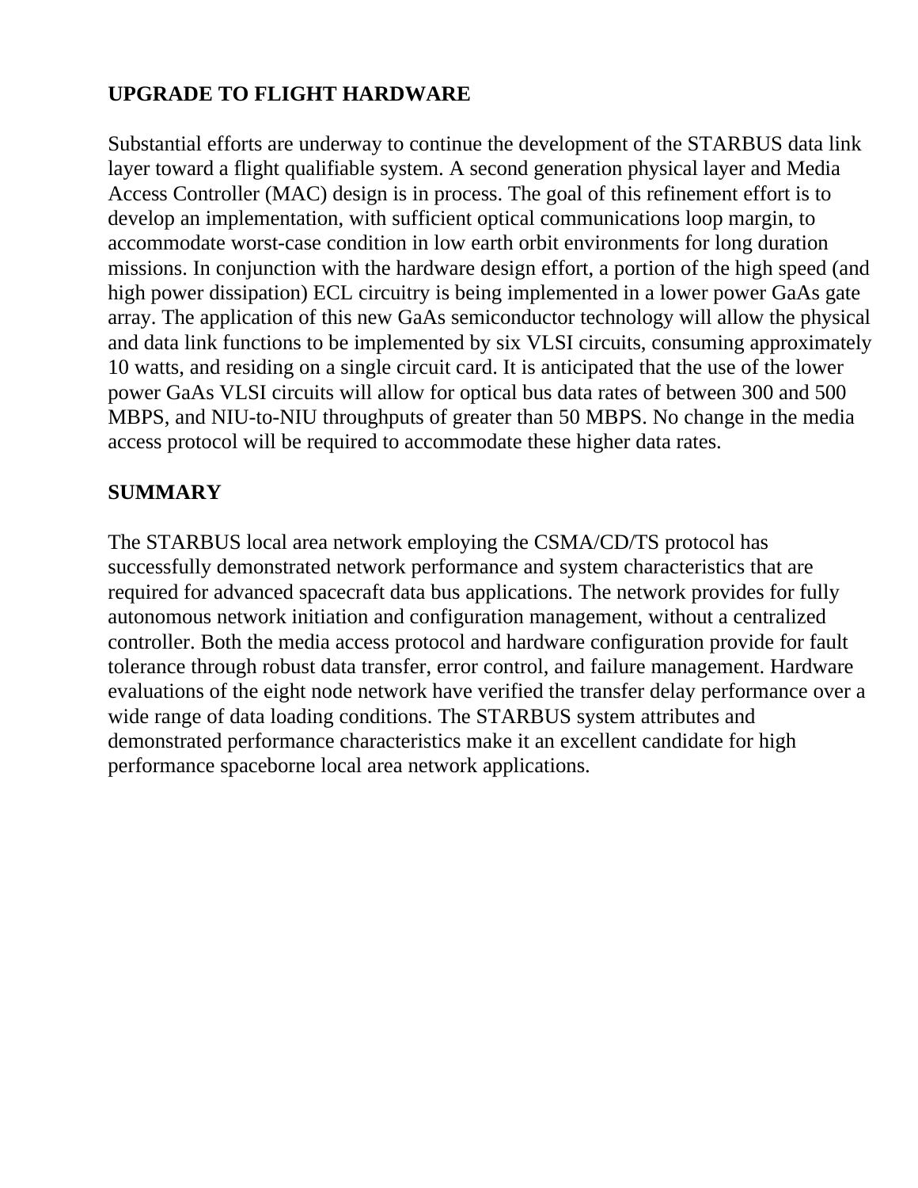## UPGRADE TO FLIGHT HARDWARE

Substantial efforts are underway to continue the development of the STARBUS data link layer toward a flight qualifiable system. A second generation physical layer and Media Access Controller (MAC) design is in process. The goal of this refinement effort is to develop an implementation, with sufficient optical communications loop margin, to accommodate worst-case condition in low earth orbit environments for long duration missions. In conjunction with the hardware design effort, a portion of the high speed (and high power dissipation) ECL circuitry is being implemented in a lower power GaAs gate array. The application of this new GaAs semiconductor technology will allow the physical and data link functions to be implemented by six VLSI circuits, consuming approximately 10 watts, and residing on a single circuit card. It is anticipated that the use of the lower power GaAs VLSI circuits will allow for optical bus data rates of between 300 and 500 MBPS, and NIU-to-NIU throughputs of greater than 50 MBPS. No change in the media access protocol will be required to accommodate these higher data rates.

## SUMMARY

The STARBUS local area network employing the CSMA/CD/TS protocol has successfully demonstrated network performance and system characteristics that are required for advanced spacecraft data bus applications. The network provides for fully autonomous network initiation and configuration management, without a centralized controller. Both the media access protocol and hardware configuration provide for fault tolerance through robust data transfer, error control, and failure management. Hardware evaluations of the eight node network have verified the transfer delay performance over a wide range of data loading conditions. The STARBUS system attributes and demonstrated performance characteristics make it an excellent candidate for high performance spaceborne local area network applications.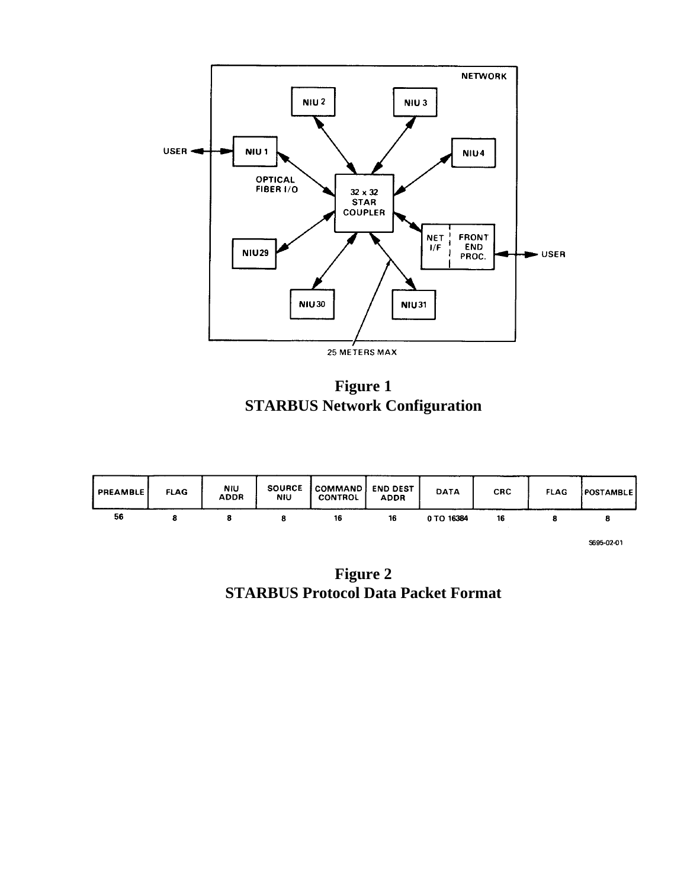**Figure 1**
**STARBUS Network Configuration**

| PREAMBLE | FLAG | NIU ADDR | SOURCE NIU | COMMAND CONTROL | END DEST ADDR | DATA | CRC | FLAG | POSTAMBLE |
|---|---|---|---|---|---|---|---|---|---|
| 56 | 8 | 8 | 8 | 16 | 16 | 0 TO 16384 | 16 | 8 | 8 |

S695-02-01

**Figure 2**
**STARBUS Protocol Data Packet Format**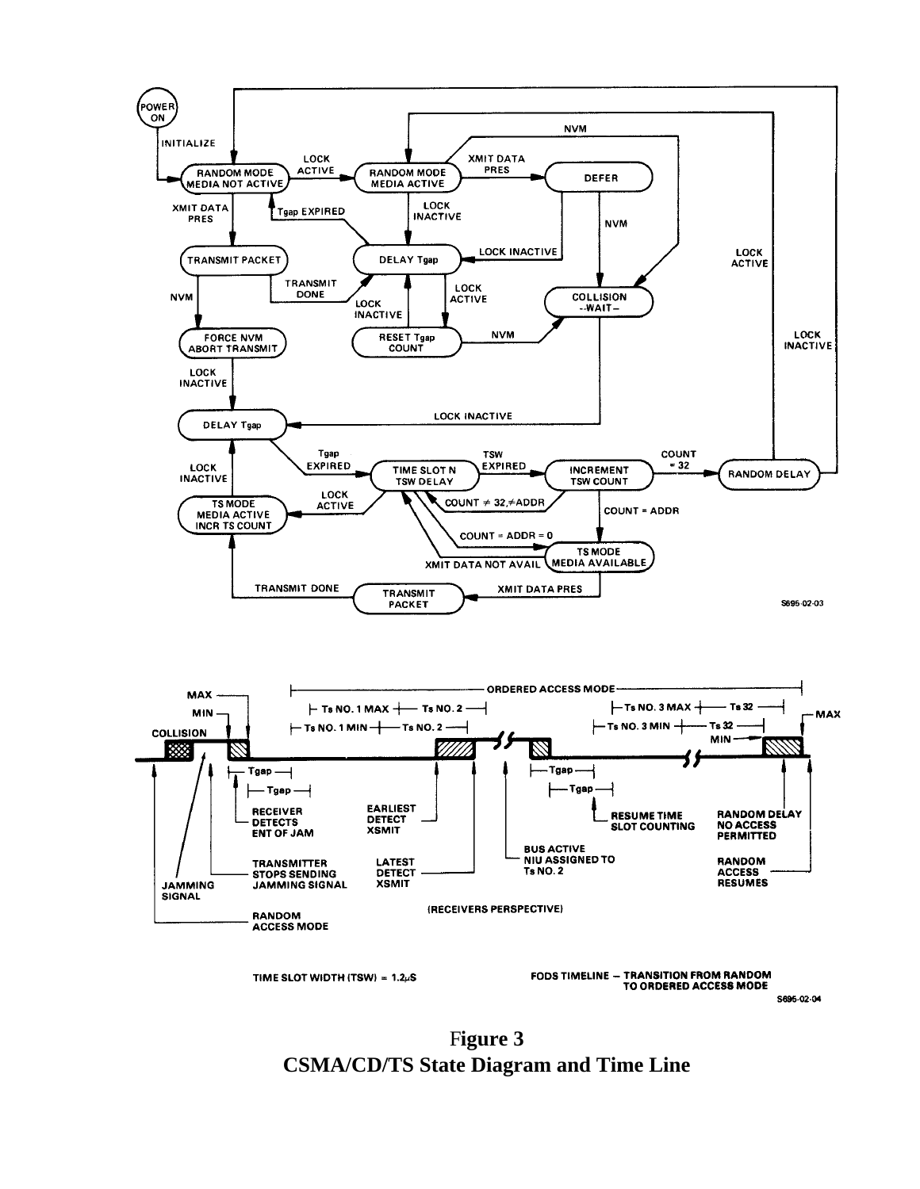**Figure 3**
**CSMA/CD/TS State Diagram and Time Line**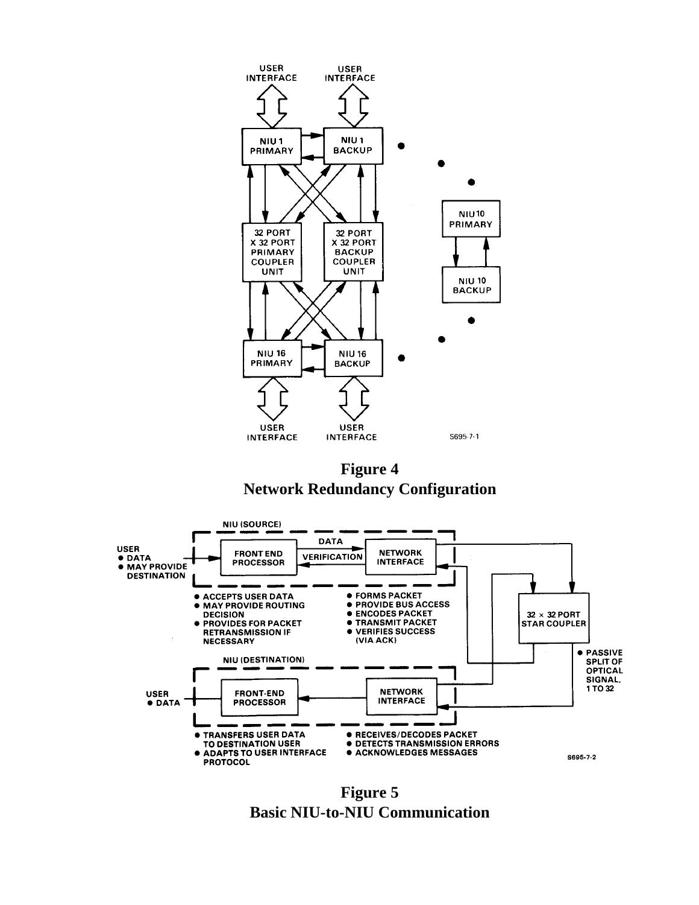**Figure 4**
**Network Redundancy Configuration**

**Figure 5**
**Basic NIU-to-NIU Communication**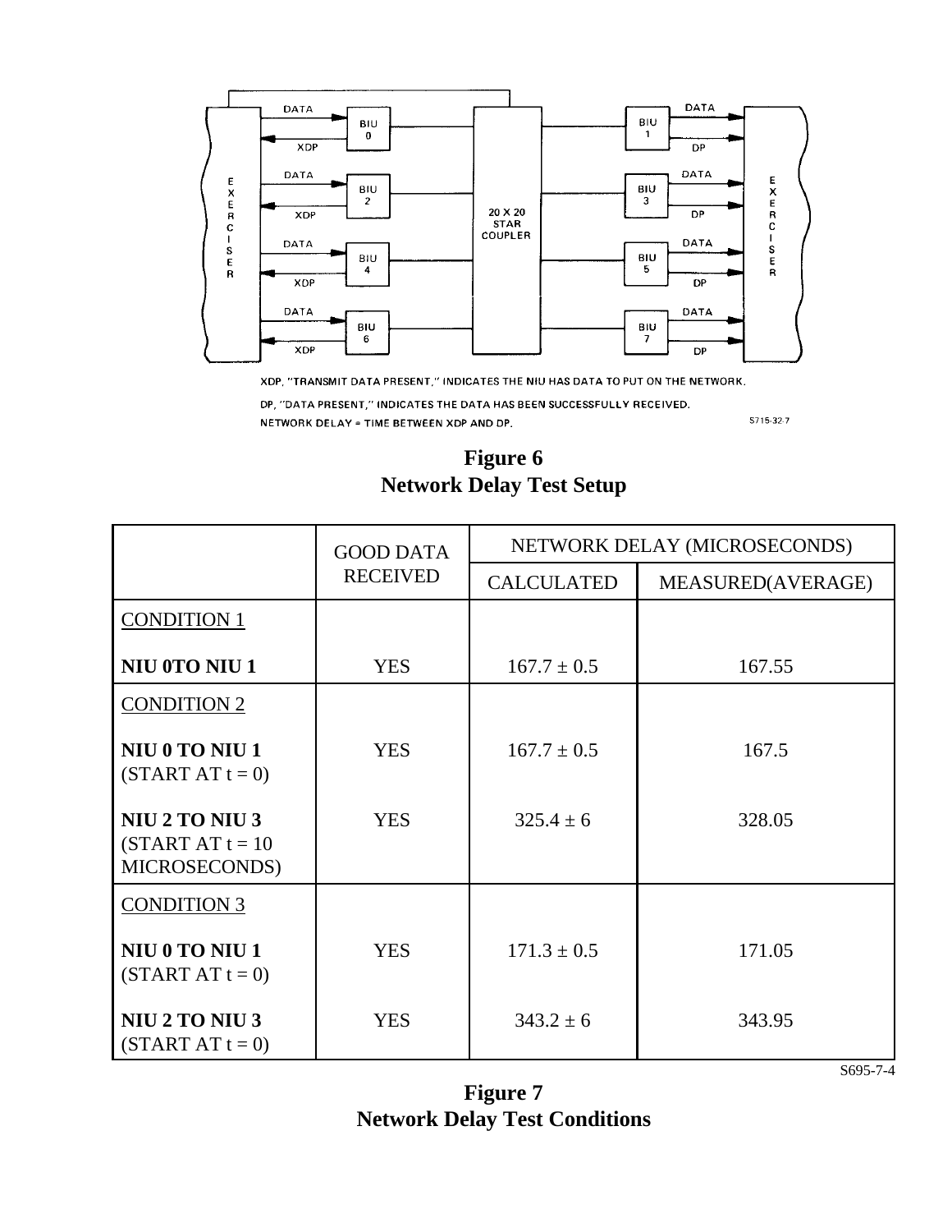XDP, "TRANSMIT DATA PRESENT," INDICATES THE NIU HAS DATA TO PUT ON THE NETWORK.

DP, "DATA PRESENT," INDICATES THE DATA HAS BEEN SUCCESSFULLY RECEIVED.

NETWORK DELAY = TIME BETWEEN XDP AND DP.

S715-32-7

**Figure 6**
**Network Delay Test Setup**

| | GOOD DATA RECEIVED | NETWORK DELAY (MICROSECONDS) | |
|---|---|---|---|
| | | CALCULATED | MEASURED(AVERAGE) |
| CONDITION 1 | | | |
| **NIU 0TO NIU 1** | YES | 167.7 ± 0.5 | 167.55 |
| CONDITION 2 | | | |
| **NIU 0 TO NIU 1** (START AT t = 0) | YES | 167.7 ± 0.5 | 167.5 |
| **NIU 2 TO NIU 3** (START AT t = 10 MICROSECONDS) | YES | 325.4 ± 6 | 328.05 |
| CONDITION 3 | | | |
| **NIU 0 TO NIU 1** (START AT t = 0) | YES | 171.3 ± 0.5 | 171.05 |
| **NIU 2 TO NIU 3** (START AT t = 0) | YES | 343.2 ± 6 | 343.95 |

S695-7-4

**Figure 7**
**Network Delay Test Conditions**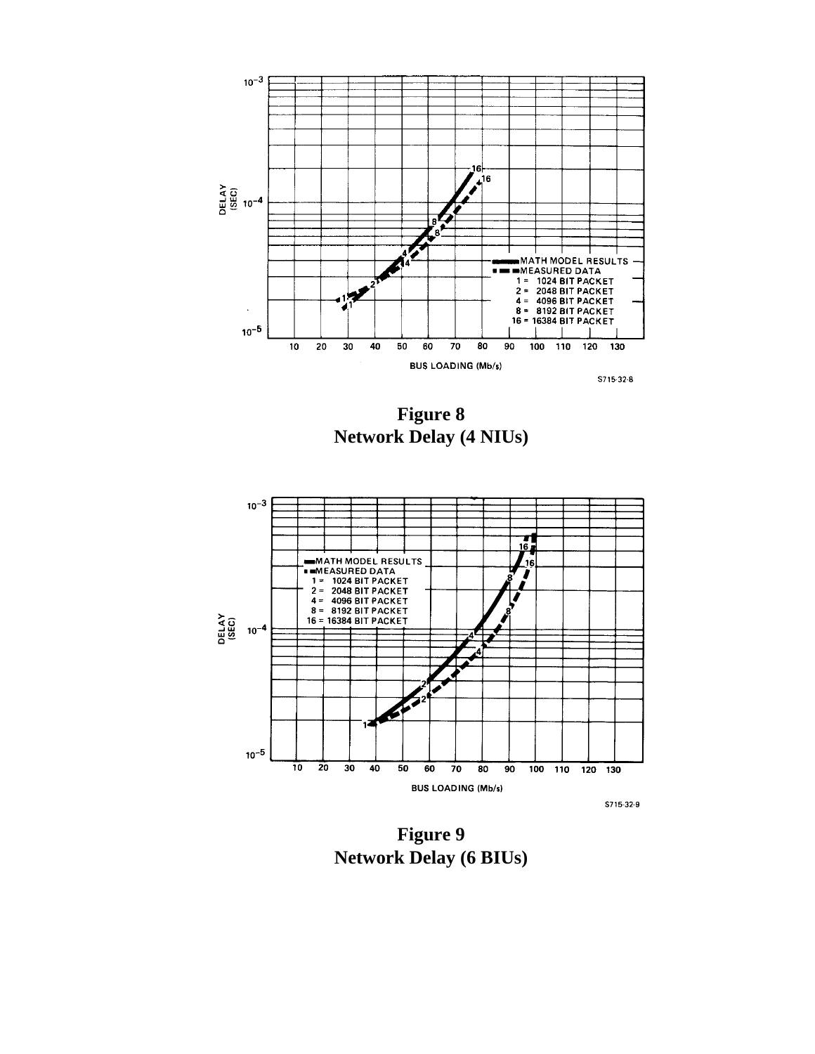**Figure 8**
**Network Delay (4 NIUs)**

**Figure 9**
**Network Delay (6 BIUs)**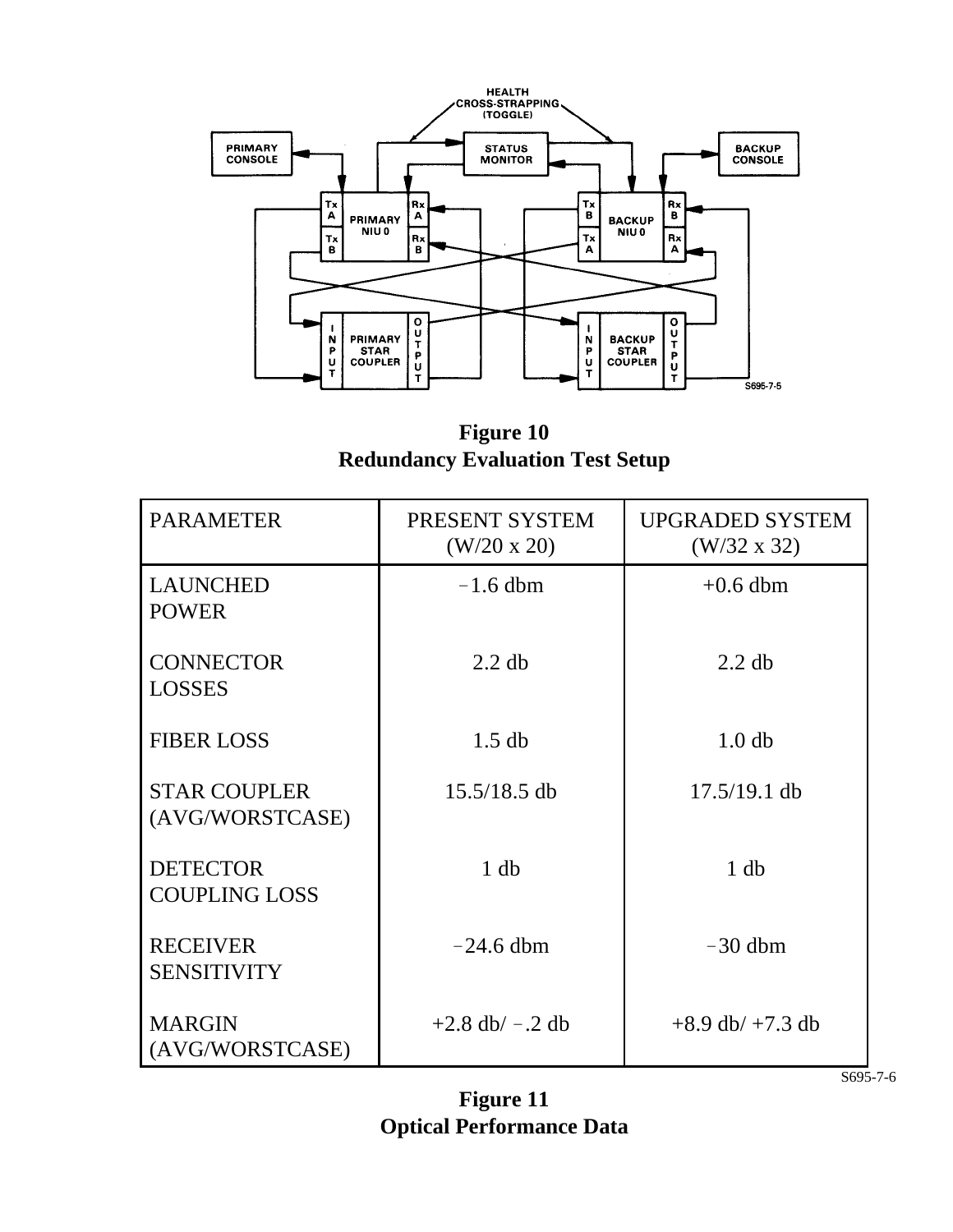HEALTH
CROSS-STRAPPING
(TOGGLE)

PRIMARY CONSOLE

STATUS MONITOR

BACKUP CONSOLE

Tx A | PRIMARY NIU 0 | Rx A

Tx B | | Rx B

Tx B | BACKUP NIU 0 | Rx B

Tx A | | Rx A

INPUT | PRIMARY STAR COUPLER | OUTPUT

INPUT | BACKUP STAR COUPLER | OUTPUT

S695-7-5

**Figure 10**
**Redundancy Evaluation Test Setup**

| PARAMETER | PRESENT SYSTEM (W/20 x 20) | UPGRADED SYSTEM (W/32 x 32) |
|---|---|---|
| LAUNCHED POWER | −1.6 dbm | +0.6 dbm |
| CONNECTOR LOSSES | 2.2 db | 2.2 db |
| FIBER LOSS | 1.5 db | 1.0 db |
| STAR COUPLER (AVG/WORSTCASE) | 15.5/18.5 db | 17.5/19.1 db |
| DETECTOR COUPLING LOSS | 1 db | 1 db |
| RECEIVER SENSITIVITY | −24.6 dbm | −30 dbm |
| MARGIN (AVG/WORSTCASE) | +2.8 db/ −.2 db | +8.9 db/ +7.3 db |

S695-7-6

**Figure 11**
**Optical Performance Data**